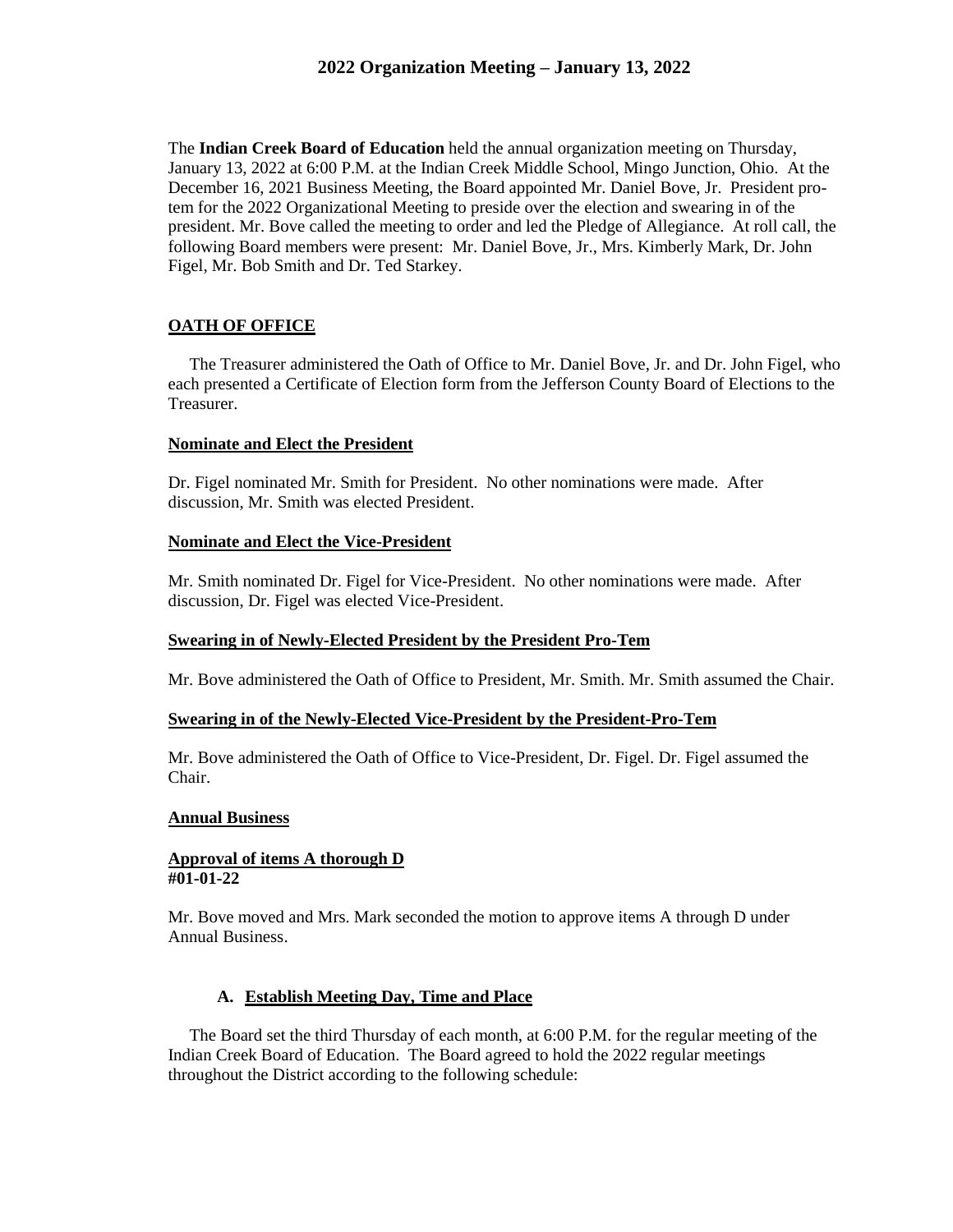# 2022 Organization Meeting – January 13, 2022

The **Indian Creek Board of Education** held the annual organization meeting on Thursday, January 13, 2022 at 6:00 P.M. at the Indian Creek Middle School, Mingo Junction, Ohio. At the December 16, 2021 Business Meeting, the Board appointed Mr. Daniel Bove, Jr. President pro-tem for the 2022 Organizational Meeting to preside over the election and swearing in of the president. Mr. Bove called the meeting to order and led the Pledge of Allegiance. At roll call, the following Board members were present: Mr. Daniel Bove, Jr., Mrs. Kimberly Mark, Dr. John Figel, Mr. Bob Smith and Dr. Ted Starkey.

## OATH OF OFFICE

The Treasurer administered the Oath of Office to Mr. Daniel Bove, Jr. and Dr. John Figel, who each presented a Certificate of Election form from the Jefferson County Board of Elections to the Treasurer.

### Nominate and Elect the President

Dr. Figel nominated Mr. Smith for President. No other nominations were made. After discussion, Mr. Smith was elected President.

### Nominate and Elect the Vice-President

Mr. Smith nominated Dr. Figel for Vice-President. No other nominations were made. After discussion, Dr. Figel was elected Vice-President.

### Swearing in of Newly-Elected President by the President Pro-Tem

Mr. Bove administered the Oath of Office to President, Mr. Smith. Mr. Smith assumed the Chair.

### Swearing in of the Newly-Elected Vice-President by the President-Pro-Tem

Mr. Bove administered the Oath of Office to Vice-President, Dr. Figel. Dr. Figel assumed the Chair.

### Annual Business

**Approval of items A thorough D**
**#01-01-22**

Mr. Bove moved and Mrs. Mark seconded the motion to approve items A through D under Annual Business.

#### A. Establish Meeting Day, Time and Place

The Board set the third Thursday of each month, at 6:00 P.M. for the regular meeting of the Indian Creek Board of Education. The Board agreed to hold the 2022 regular meetings throughout the District according to the following schedule: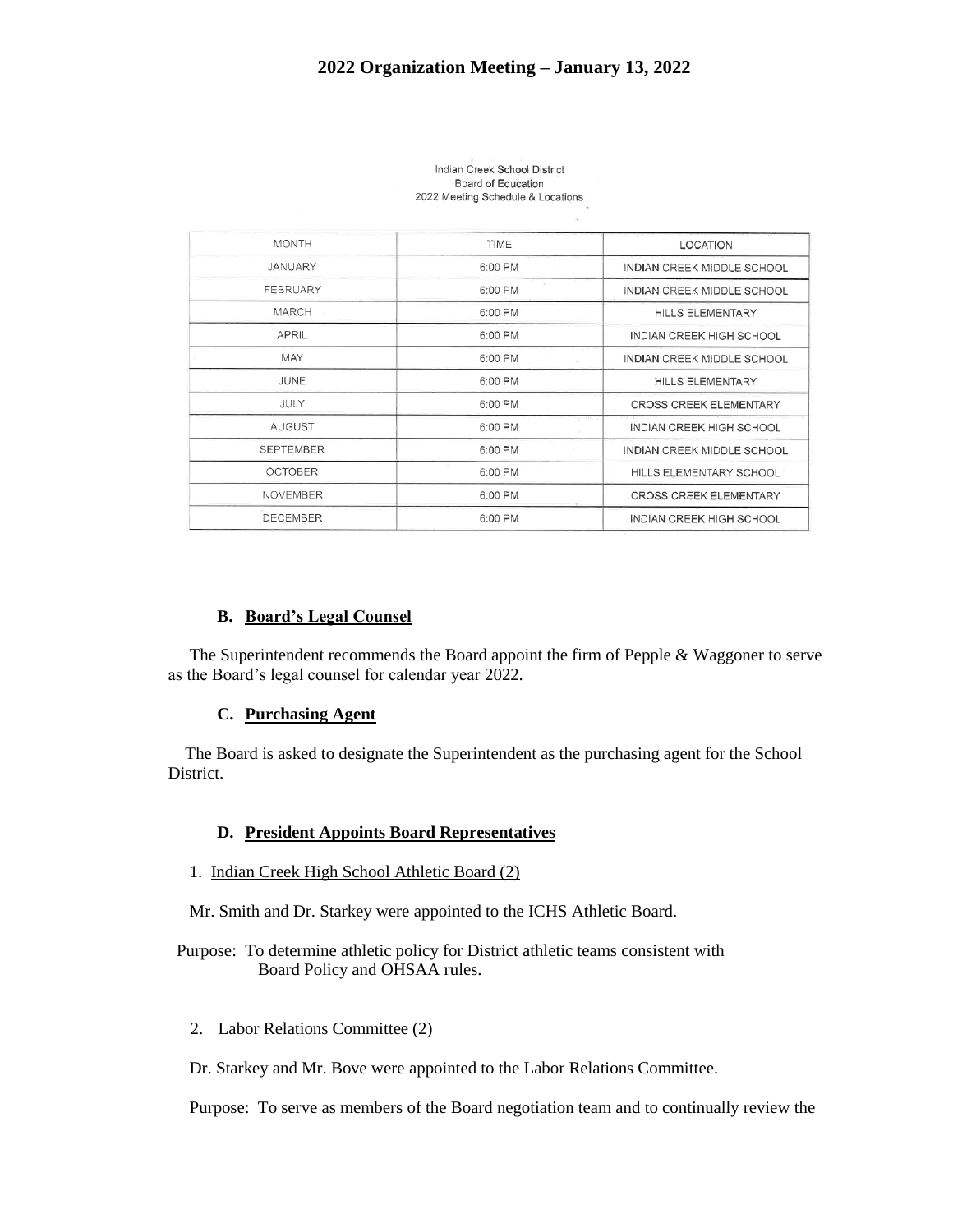## 2022 Organization Meeting – January 13, 2022

Indian Creek School District
Board of Education
2022 Meeting Schedule & Locations

| MONTH | TIME | LOCATION |
|---|---|---|
| JANUARY | 6:00 PM | INDIAN CREEK MIDDLE SCHOOL |
| FEBRUARY | 6:00 PM | INDIAN CREEK MIDDLE SCHOOL |
| MARCH | 6:00 PM | HILLS ELEMENTARY |
| APRIL | 6:00 PM | INDIAN CREEK HIGH SCHOOL |
| MAY | 6:00 PM | INDIAN CREEK MIDDLE SCHOOL |
| JUNE | 6:00 PM | HILLS ELEMENTARY |
| JULY | 6:00 PM | CROSS CREEK ELEMENTARY |
| AUGUST | 6:00 PM | INDIAN CREEK HIGH SCHOOL |
| SEPTEMBER | 6:00 PM | INDIAN CREEK MIDDLE SCHOOL |
| OCTOBER | 6:00 PM | HILLS ELEMENTARY SCHOOL |
| NOVEMBER | 6:00 PM | CROSS CREEK ELEMENTARY |
| DECEMBER | 6:00 PM | INDIAN CREEK HIGH SCHOOL |

### B. Board's Legal Counsel

The Superintendent recommends the Board appoint the firm of Pepple & Waggoner to serve as the Board's legal counsel for calendar year 2022.

### C. Purchasing Agent

The Board is asked to designate the Superintendent as the purchasing agent for the School District.

### D. President Appoints Board Representatives

1. Indian Creek High School Athletic Board (2)

Mr. Smith and Dr. Starkey were appointed to the ICHS Athletic Board.

Purpose: To determine athletic policy for District athletic teams consistent with Board Policy and OHSAA rules.

2. Labor Relations Committee (2)

Dr. Starkey and Mr. Bove were appointed to the Labor Relations Committee.

Purpose: To serve as members of the Board negotiation team and to continually review the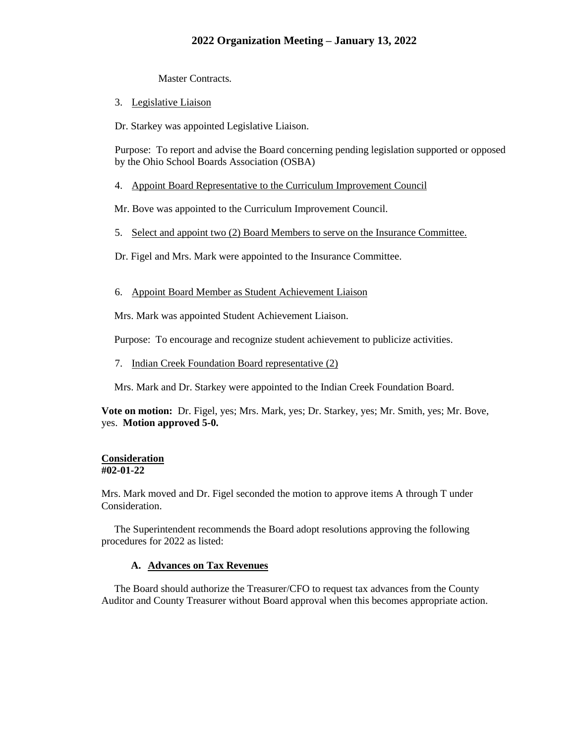Master Contracts.

3. Legislative Liaison

Dr. Starkey was appointed Legislative Liaison.

Purpose: To report and advise the Board concerning pending legislation supported or opposed by the Ohio School Boards Association (OSBA)

4. Appoint Board Representative to the Curriculum Improvement Council

Mr. Bove was appointed to the Curriculum Improvement Council.

5. Select and appoint two (2) Board Members to serve on the Insurance Committee.

Dr. Figel and Mrs. Mark were appointed to the Insurance Committee.

6. Appoint Board Member as Student Achievement Liaison

Mrs. Mark was appointed Student Achievement Liaison.

Purpose: To encourage and recognize student achievement to publicize activities.

7. Indian Creek Foundation Board representative (2)

Mrs. Mark and Dr. Starkey were appointed to the Indian Creek Foundation Board.

**Vote on motion:** Dr. Figel, yes; Mrs. Mark, yes; Dr. Starkey, yes; Mr. Smith, yes; Mr. Bove, yes. **Motion approved 5-0.**

**Consideration**
**#02-01-22**

Mrs. Mark moved and Dr. Figel seconded the motion to approve items A through T under Consideration.

The Superintendent recommends the Board adopt resolutions approving the following procedures for 2022 as listed:

**A. Advances on Tax Revenues**

The Board should authorize the Treasurer/CFO to request tax advances from the County Auditor and County Treasurer without Board approval when this becomes appropriate action.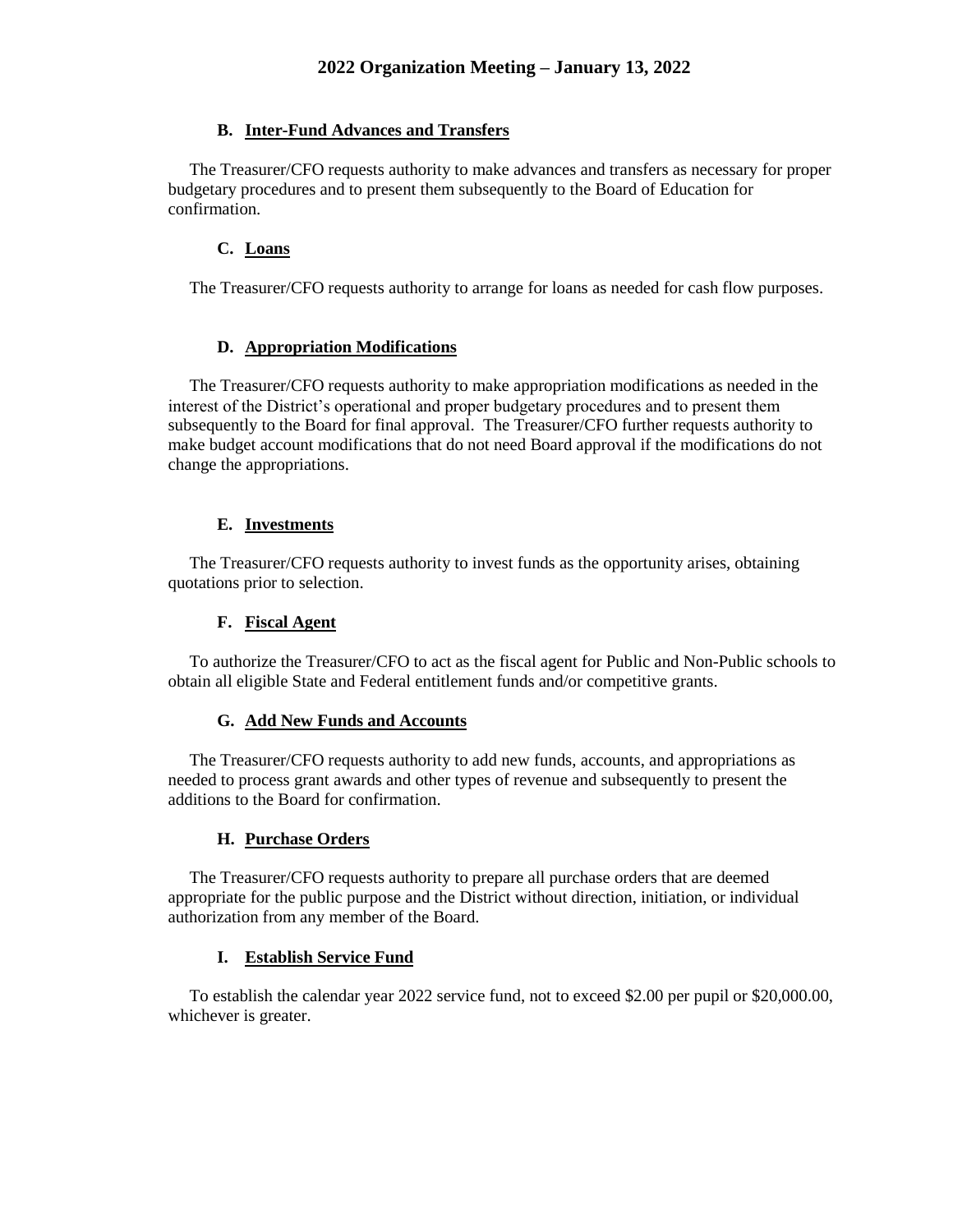## B. Inter-Fund Advances and Transfers

The Treasurer/CFO requests authority to make advances and transfers as necessary for proper budgetary procedures and to present them subsequently to the Board of Education for confirmation.

## C. Loans

The Treasurer/CFO requests authority to arrange for loans as needed for cash flow purposes.

## D. Appropriation Modifications

The Treasurer/CFO requests authority to make appropriation modifications as needed in the interest of the District's operational and proper budgetary procedures and to present them subsequently to the Board for final approval. The Treasurer/CFO further requests authority to make budget account modifications that do not need Board approval if the modifications do not change the appropriations.

## E. Investments

The Treasurer/CFO requests authority to invest funds as the opportunity arises, obtaining quotations prior to selection.

## F. Fiscal Agent

To authorize the Treasurer/CFO to act as the fiscal agent for Public and Non-Public schools to obtain all eligible State and Federal entitlement funds and/or competitive grants.

## G. Add New Funds and Accounts

The Treasurer/CFO requests authority to add new funds, accounts, and appropriations as needed to process grant awards and other types of revenue and subsequently to present the additions to the Board for confirmation.

## H. Purchase Orders

The Treasurer/CFO requests authority to prepare all purchase orders that are deemed appropriate for the public purpose and the District without direction, initiation, or individual authorization from any member of the Board.

## I. Establish Service Fund

To establish the calendar year 2022 service fund, not to exceed $2.00 per pupil or $20,000.00, whichever is greater.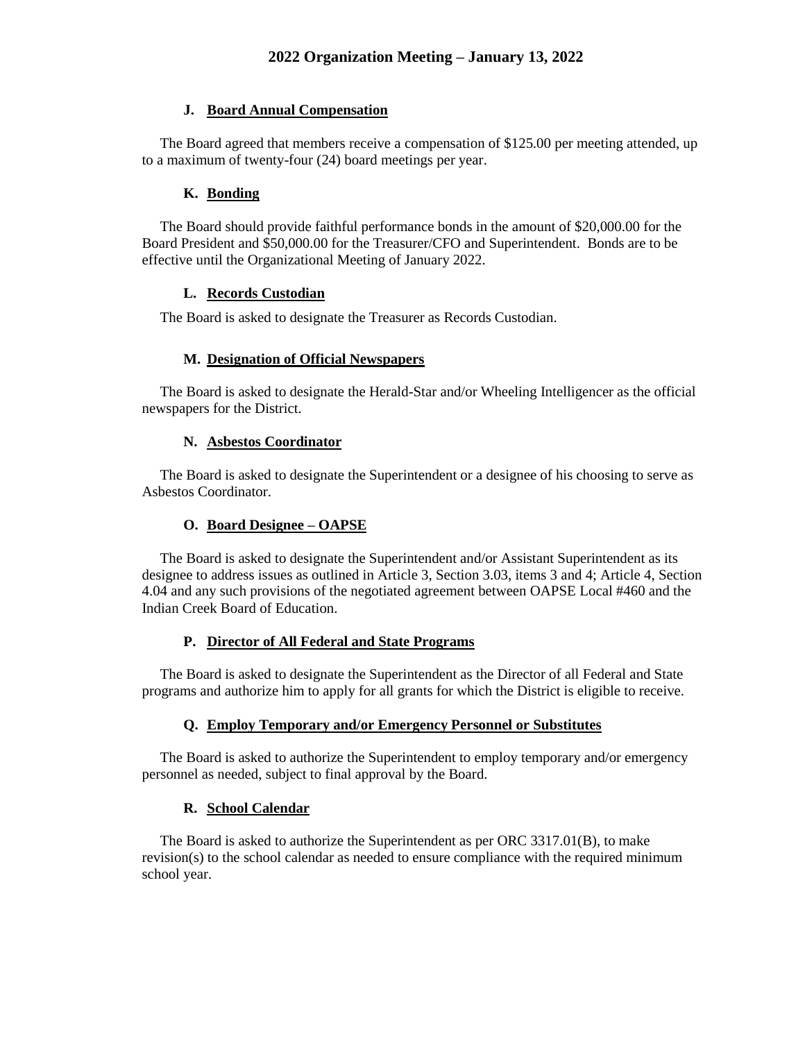## J. Board Annual Compensation

The Board agreed that members receive a compensation of $125.00 per meeting attended, up to a maximum of twenty-four (24) board meetings per year.

## K. Bonding

The Board should provide faithful performance bonds in the amount of $20,000.00 for the Board President and $50,000.00 for the Treasurer/CFO and Superintendent. Bonds are to be effective until the Organizational Meeting of January 2022.

## L. Records Custodian

The Board is asked to designate the Treasurer as Records Custodian.

## M. Designation of Official Newspapers

The Board is asked to designate the Herald-Star and/or Wheeling Intelligencer as the official newspapers for the District.

## N. Asbestos Coordinator

The Board is asked to designate the Superintendent or a designee of his choosing to serve as Asbestos Coordinator.

## O. Board Designee – OAPSE

The Board is asked to designate the Superintendent and/or Assistant Superintendent as its designee to address issues as outlined in Article 3, Section 3.03, items 3 and 4; Article 4, Section 4.04 and any such provisions of the negotiated agreement between OAPSE Local #460 and the Indian Creek Board of Education.

## P. Director of All Federal and State Programs

The Board is asked to designate the Superintendent as the Director of all Federal and State programs and authorize him to apply for all grants for which the District is eligible to receive.

## Q. Employ Temporary and/or Emergency Personnel or Substitutes

The Board is asked to authorize the Superintendent to employ temporary and/or emergency personnel as needed, subject to final approval by the Board.

## R. School Calendar

The Board is asked to authorize the Superintendent as per ORC 3317.01(B), to make revision(s) to the school calendar as needed to ensure compliance with the required minimum school year.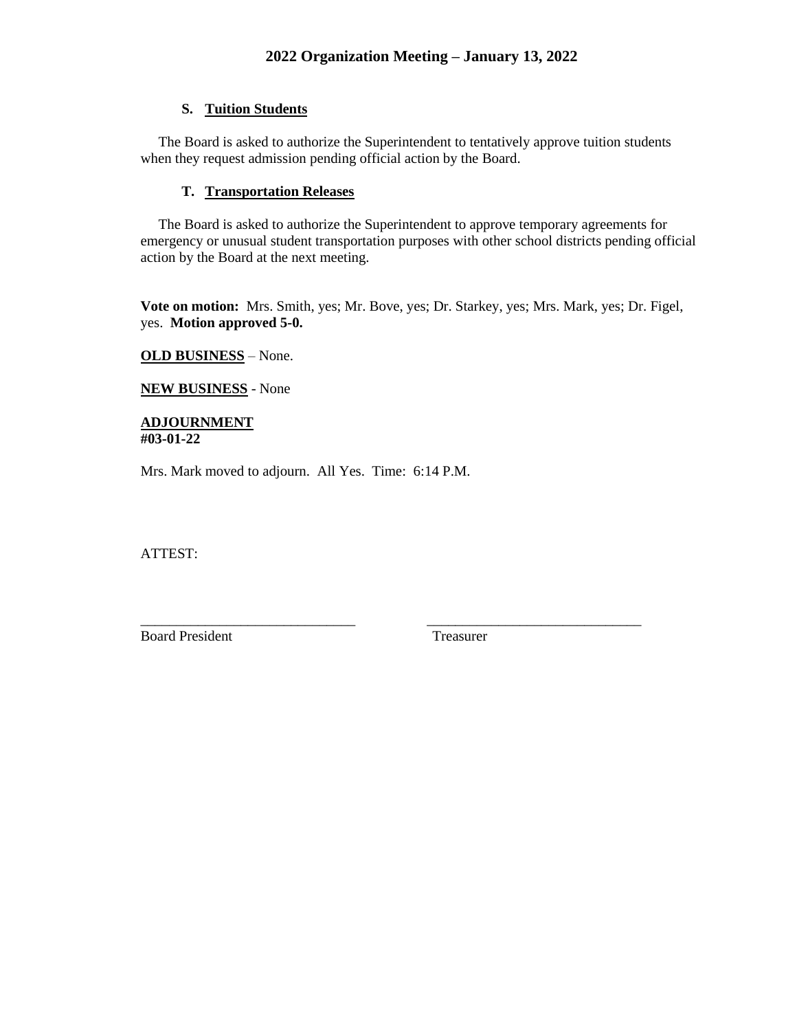**S. Tuition Students**

The Board is asked to authorize the Superintendent to tentatively approve tuition students when they request admission pending official action by the Board.

**T. Transportation Releases**

The Board is asked to authorize the Superintendent to approve temporary agreements for emergency or unusual student transportation purposes with other school districts pending official action by the Board at the next meeting.

**Vote on motion:** Mrs. Smith, yes; Mr. Bove, yes; Dr. Starkey, yes; Mrs. Mark, yes; Dr. Figel, yes. **Motion approved 5-0.**

**OLD BUSINESS** – None.

**NEW BUSINESS** - None

**ADJOURNMENT**
**#03-01-22**

Mrs. Mark moved to adjourn. All Yes. Time: 6:14 P.M.

ATTEST:

______________________________ ______________________________
Board President Treasurer